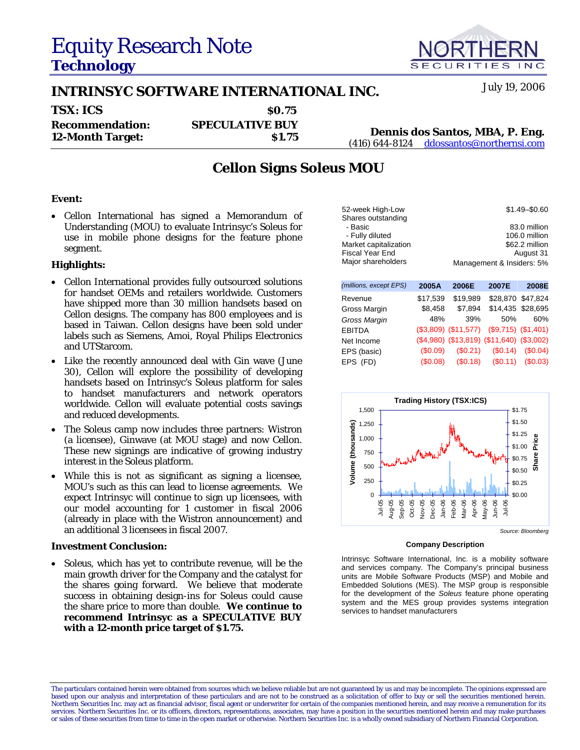# Equity Research Note
## Technology

NORTHERN SECURITIES INC.

July 19, 2006

## INTRINSYC SOFTWARE INTERNATIONAL INC.

| | |
|---|---|
| **TSX: ICS** | **$0.75** |
| **Recommendation:** | **SPECULATIVE BUY** |
| **12-Month Target:** | **$1.75** |

**Dennis dos Santos, MBA, P. Eng.**
(416) 644-8124 ddossantos@northernsi.com

## Cellon Signs Soleus MOU

### Event:

- Cellon International has signed a Memorandum of Understanding (MOU) to evaluate Intrinsyc's Soleus for use in mobile phone designs for the feature phone segment.

### Highlights:

- Cellon International provides fully outsourced solutions for handset OEMs and retailers worldwide. Customers have shipped more than 30 million handsets based on Cellon designs. The company has 800 employees and is based in Taiwan. Cellon designs have been sold under labels such as Siemens, Amoi, Royal Philips Electronics and UTStarcom.
- Like the recently announced deal with Gin wave (June 30), Cellon will explore the possibility of developing handsets based on Intrinsyc's Soleus platform for sales to handset manufacturers and network operators worldwide. Cellon will evaluate potential costs savings and reduced developments.
- The Soleus camp now includes three partners: Wistron (a licensee), Ginwave (at MOU stage) and now Cellon. These new signings are indicative of growing industry interest in the Soleus platform.
- While this is not as significant as signing a licensee, MOU's such as this can lead to license agreements. We expect Intrinsyc will continue to sign up licensees, with our model accounting for 1 customer in fiscal 2006 (already in place with the Wistron announcement) and an additional 3 licensees in fiscal 2007.

### Investment Conclusion:

- Soleus, which has yet to contribute revenue, will be the main growth driver for the Company and the catalyst for the shares going forward. We believe that moderate success in obtaining design-ins for Soleus could cause the share price to more than double. **We continue to recommend Intrinsyc as a SPECULATIVE BUY with a 12-month price target of $1.75.**

| | |
|---|---|
| 52-week High-Low | $1.49–$0.60 |
| Shares outstanding | |
| - Basic | 83.0 million |
| - Fully diluted | 106.0 million |
| Market capitalization | $62.2 million |
| Fiscal Year End | August 31 |
| Major shareholders | Management & Insiders: 5% |

| *(millions, except EPS)* | 2005A | 2006E | 2007E | 2008E |
|---|---|---|---|---|
| Revenue | $17,539 | $19,989 | $28,870 | $47,824 |
| Gross Margin | $8,458 | $7,894 | $14,435 | $28,695 |
| *Gross Margin* | 48% | 39% | 50% | 60% |
| EBITDA | ($3,809) | ($11,577) | ($9,715) | ($1,401) |
| Net Income | ($4,980) | ($13,819) | ($11,640) | ($3,002) |
| EPS (basic) | ($0.09) | ($0.21) | ($0.14) | ($0.04) |
| EPS (FD) | ($0.08) | ($0.18) | ($0.11) | ($0.03) |

**Trading History (TSX:ICS)**

Source: Bloomberg

**Company Description**

Intrinsyc Software International, Inc. is a mobility software and services company. The Company's principal business units are Mobile Software Products (MSP) and Mobile and Embedded Solutions (MES). The MSP group is responsible for the development of the *Soleus* feature phone operating system and the MES group provides systems integration services to handset manufacturers

The particulars contained herein were obtained from sources which we believe reliable but are not guaranteed by us and may be incomplete. The opinions expressed are based upon our analysis and interpretation of these particulars and are not to be construed as a solicitation of offer to buy or sell the securities mentioned herein. Northern Securities Inc. may act as financial advisor, fiscal agent or underwriter for certain of the companies mentioned herein, and may receive a remuneration for its services. Northern Securities Inc. or its officers, directors, representations, associates, may have a position in the securities mentioned herein and may make purchases or sales of these securities from time to time in the open market or otherwise. Northern Securities Inc. is a wholly owned subsidiary of Northern Financial Corporation.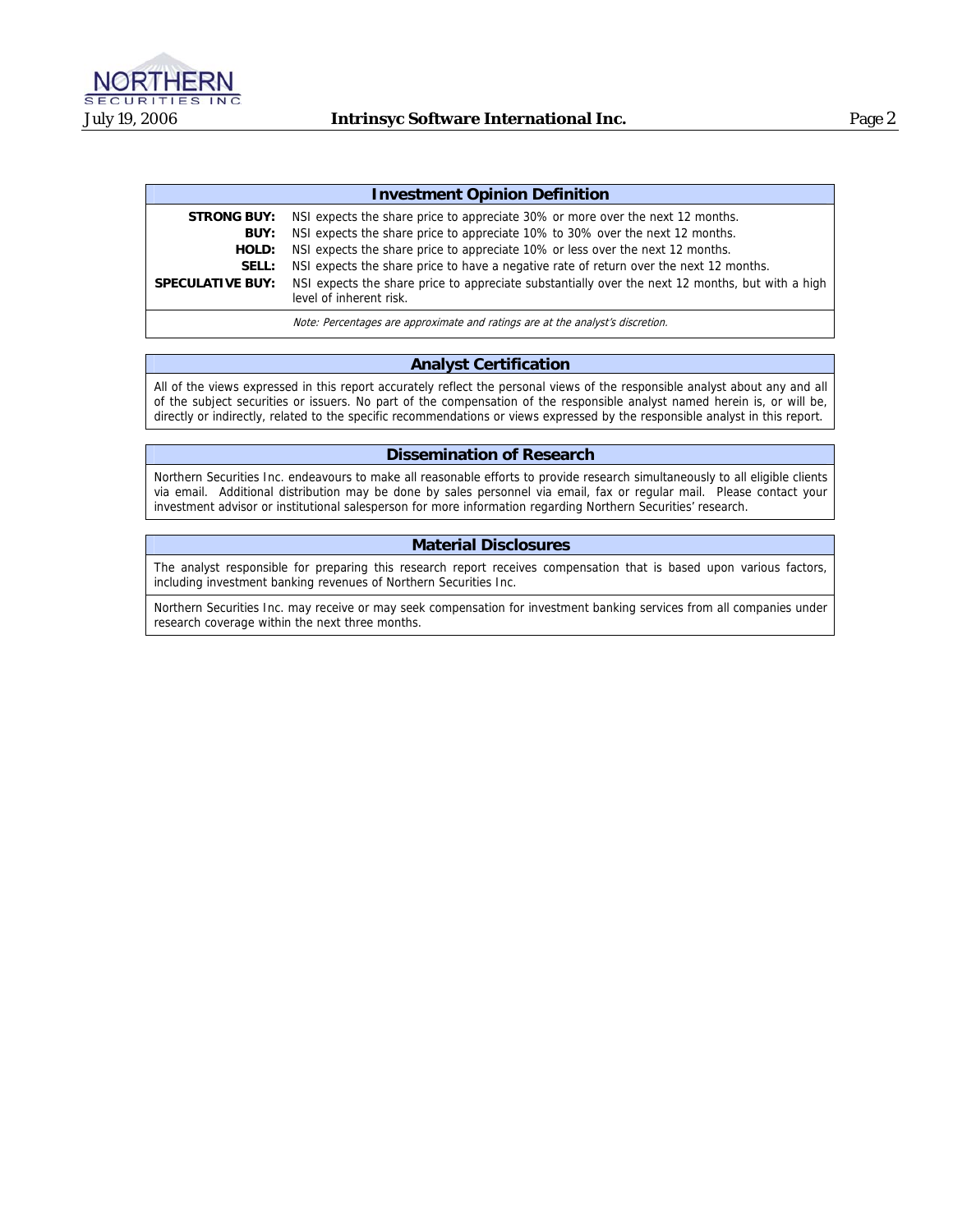## Investment Opinion Definition

| | |
|---|---|
| **STRONG BUY:** | NSI expects the share price to appreciate 30% or more over the next 12 months. |
| **BUY:** | NSI expects the share price to appreciate 10% to 30% over the next 12 months. |
| **HOLD:** | NSI expects the share price to appreciate 10% or less over the next 12 months. |
| **SELL:** | NSI expects the share price to have a negative rate of return over the next 12 months. |
| **SPECULATIVE BUY:** | NSI expects the share price to appreciate substantially over the next 12 months, but with a high level of inherent risk. |

*Note: Percentages are approximate and ratings are at the analyst's discretion.*

## Analyst Certification

All of the views expressed in this report accurately reflect the personal views of the responsible analyst about any and all of the subject securities or issuers. No part of the compensation of the responsible analyst named herein is, or will be, directly or indirectly, related to the specific recommendations or views expressed by the responsible analyst in this report.

## Dissemination of Research

Northern Securities Inc. endeavours to make all reasonable efforts to provide research simultaneously to all eligible clients via email. Additional distribution may be done by sales personnel via email, fax or regular mail. Please contact your investment advisor or institutional salesperson for more information regarding Northern Securities' research.

## Material Disclosures

The analyst responsible for preparing this research report receives compensation that is based upon various factors, including investment banking revenues of Northern Securities Inc.

Northern Securities Inc. may receive or may seek compensation for investment banking services from all companies under research coverage within the next three months.